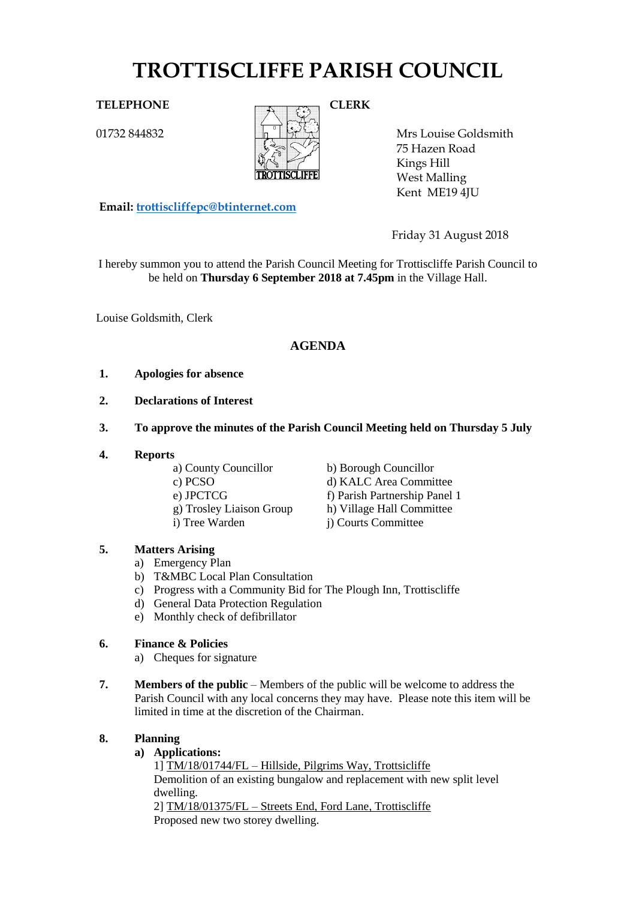# TROTTISCLIFFE PARISH COUNCIL

**TELEPHONE**

01732 844832

**CLERK**

Mrs Louise Goldsmith
75 Hazen Road
Kings Hill
West Malling
Kent ME19 4JU

**Email:** trottiscliffepc@btinternet.com

Friday 31 August 2018

I hereby summon you to attend the Parish Council Meeting for Trottiscliffe Parish Council to be held on **Thursday 6 September 2018 at 7.45pm** in the Village Hall.

Louise Goldsmith, Clerk

## AGENDA

1. **Apologies for absence**

2. **Declarations of Interest**

3. **To approve the minutes of the Parish Council Meeting held on Thursday 5 July**

4. **Reports**
   - a) County Councillor
   - b) Borough Councillor
   - c) PCSO
   - d) KALC Area Committee
   - e) JPCTCG
   - f) Parish Partnership Panel 1
   - g) Trosley Liaison Group
   - h) Village Hall Committee
   - i) Tree Warden
   - j) Courts Committee

5. **Matters Arising**
   - a) Emergency Plan
   - b) T&MBC Local Plan Consultation
   - c) Progress with a Community Bid for The Plough Inn, Trottiscliffe
   - d) General Data Protection Regulation
   - e) Monthly check of defibrillator

6. **Finance & Policies**
   - a) Cheques for signature

7. **Members of the public** – Members of the public will be welcome to address the Parish Council with any local concerns they may have. Please note this item will be limited in time at the discretion of the Chairman.

8. **Planning**
   - **a) Applications:**

     1] TM/18/01744/FL – Hillside, Pilgrims Way, Trottsicliffe
     Demolition of an existing bungalow and replacement with new split level dwelling.

     2] TM/18/01375/FL – Streets End, Ford Lane, Trottiscliffe
     Proposed new two storey dwelling.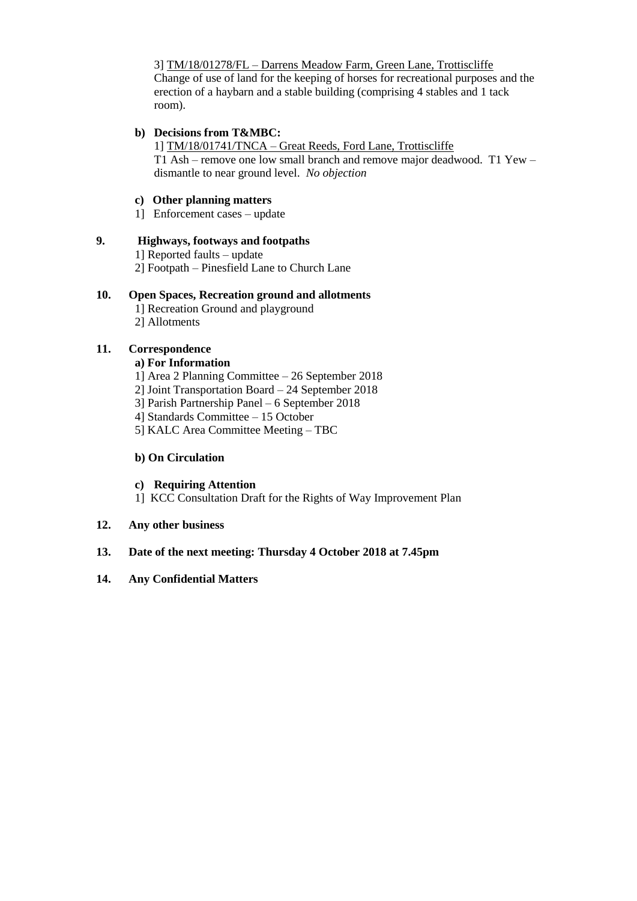3] <u>TM/18/01278/FL – Darrens Meadow Farm, Green Lane, Trottiscliffe</u>
Change of use of land for the keeping of horses for recreational purposes and the erection of a haybarn and a stable building (comprising 4 stables and 1 tack room).

**b) Decisions from T&MBC:**

1] <u>TM/18/01741/TNCA – Great Reeds, Ford Lane, Trottiscliffe</u>
T1 Ash – remove one low small branch and remove major deadwood. T1 Yew – dismantle to near ground level. *No objection*

**c) Other planning matters**

1] Enforcement cases – update

**9. Highways, footways and footpaths**

1] Reported faults – update
2] Footpath – Pinesfield Lane to Church Lane

**10. Open Spaces, Recreation ground and allotments**

1] Recreation Ground and playground
2] Allotments

**11. Correspondence**

**a) For Information**

1] Area 2 Planning Committee – 26 September 2018
2] Joint Transportation Board – 24 September 2018
3] Parish Partnership Panel – 6 September 2018
4] Standards Committee – 15 October
5] KALC Area Committee Meeting – TBC

**b) On Circulation**

**c) Requiring Attention**

1] KCC Consultation Draft for the Rights of Way Improvement Plan

**12. Any other business**

**13. Date of the next meeting: Thursday 4 October 2018 at 7.45pm**

**14. Any Confidential Matters**